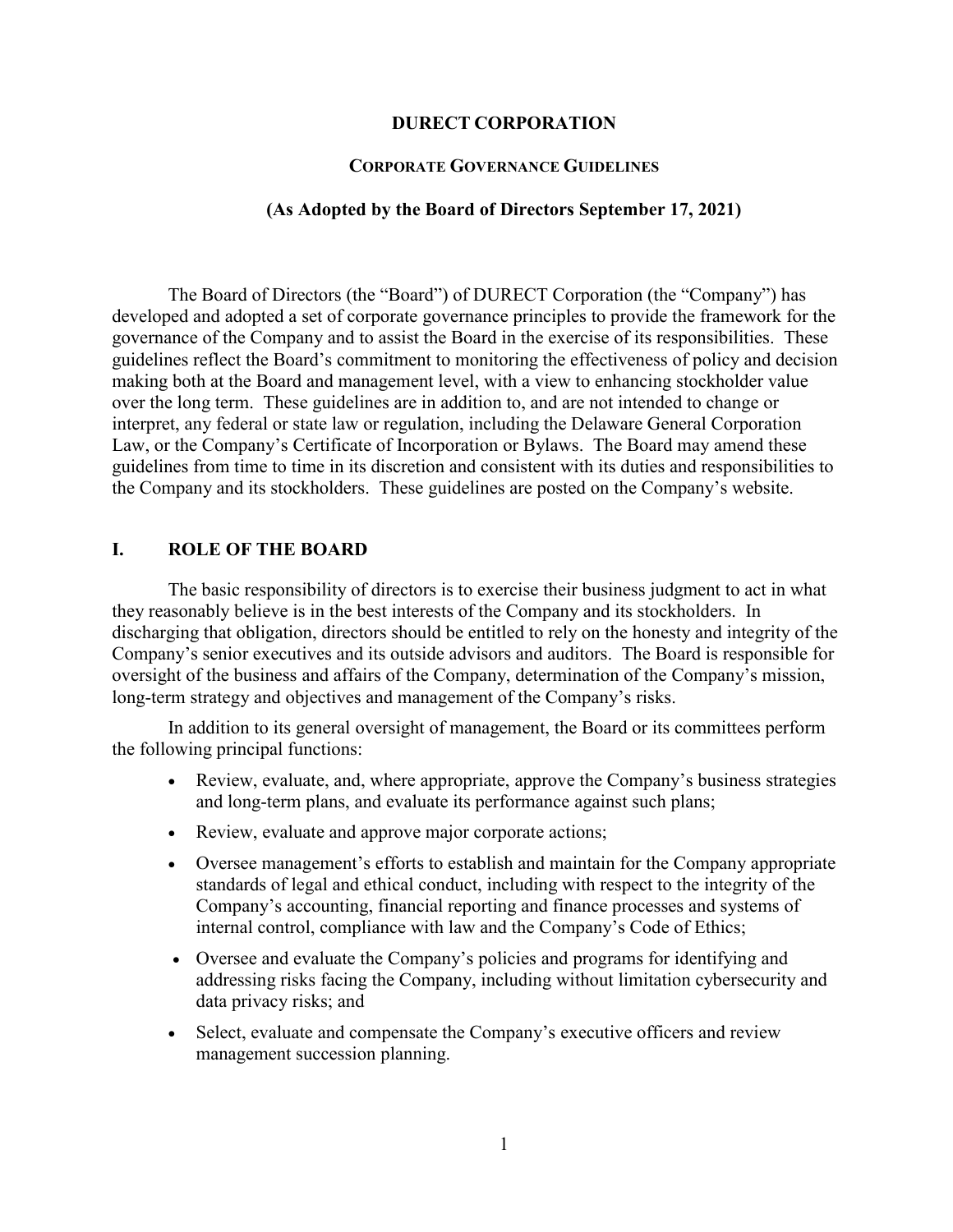# DURECT CORPORATION

## CORPORATE GOVERNANCE GUIDELINES

**(As Adopted by the Board of Directors September 17, 2021)**

The Board of Directors (the "Board") of DURECT Corporation (the "Company") has developed and adopted a set of corporate governance principles to provide the framework for the governance of the Company and to assist the Board in the exercise of its responsibilities. These guidelines reflect the Board's commitment to monitoring the effectiveness of policy and decision making both at the Board and management level, with a view to enhancing stockholder value over the long term. These guidelines are in addition to, and are not intended to change or interpret, any federal or state law or regulation, including the Delaware General Corporation Law, or the Company's Certificate of Incorporation or Bylaws. The Board may amend these guidelines from time to time in its discretion and consistent with its duties and responsibilities to the Company and its stockholders. These guidelines are posted on the Company's website.

## I. ROLE OF THE BOARD

The basic responsibility of directors is to exercise their business judgment to act in what they reasonably believe is in the best interests of the Company and its stockholders. In discharging that obligation, directors should be entitled to rely on the honesty and integrity of the Company's senior executives and its outside advisors and auditors. The Board is responsible for oversight of the business and affairs of the Company, determination of the Company's mission, long-term strategy and objectives and management of the Company's risks.

In addition to its general oversight of management, the Board or its committees perform the following principal functions:

- Review, evaluate, and, where appropriate, approve the Company's business strategies and long-term plans, and evaluate its performance against such plans;
- Review, evaluate and approve major corporate actions;
- Oversee management's efforts to establish and maintain for the Company appropriate standards of legal and ethical conduct, including with respect to the integrity of the Company's accounting, financial reporting and finance processes and systems of internal control, compliance with law and the Company's Code of Ethics;
- Oversee and evaluate the Company's policies and programs for identifying and addressing risks facing the Company, including without limitation cybersecurity and data privacy risks; and
- Select, evaluate and compensate the Company's executive officers and review management succession planning.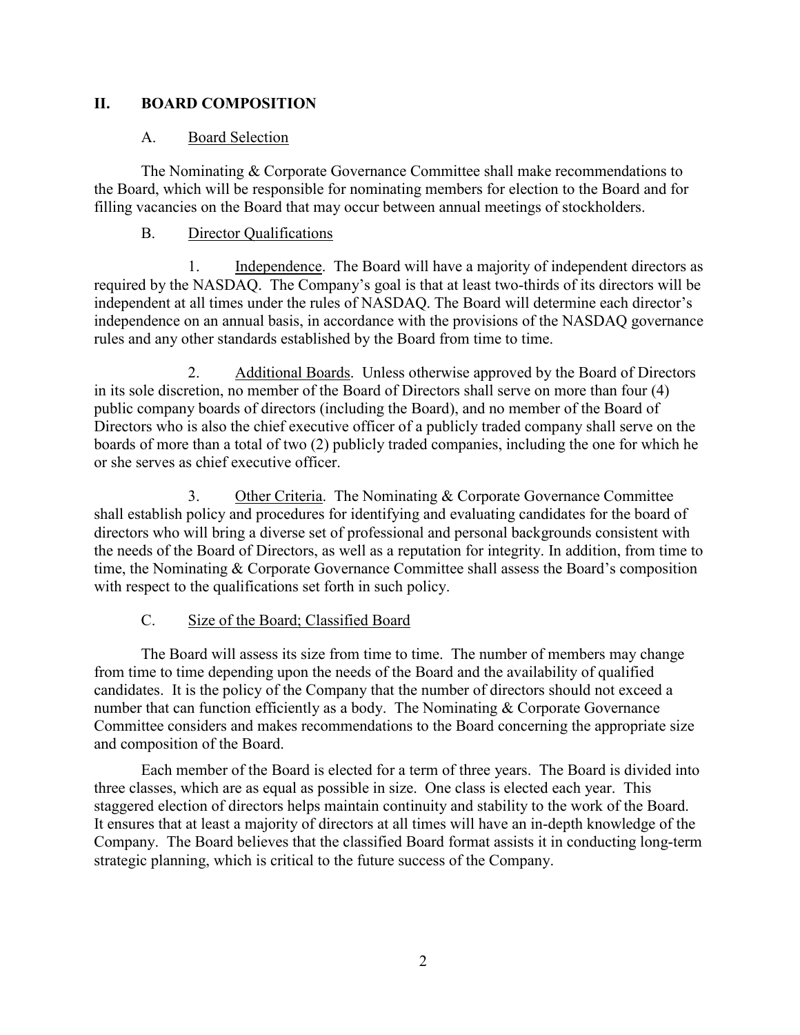## II. BOARD COMPOSITION

### A. Board Selection

The Nominating & Corporate Governance Committee shall make recommendations to the Board, which will be responsible for nominating members for election to the Board and for filling vacancies on the Board that may occur between annual meetings of stockholders.

### B. Director Qualifications

1. Independence. The Board will have a majority of independent directors as required by the NASDAQ. The Company's goal is that at least two-thirds of its directors will be independent at all times under the rules of NASDAQ. The Board will determine each director's independence on an annual basis, in accordance with the provisions of the NASDAQ governance rules and any other standards established by the Board from time to time.

2. Additional Boards. Unless otherwise approved by the Board of Directors in its sole discretion, no member of the Board of Directors shall serve on more than four (4) public company boards of directors (including the Board), and no member of the Board of Directors who is also the chief executive officer of a publicly traded company shall serve on the boards of more than a total of two (2) publicly traded companies, including the one for which he or she serves as chief executive officer.

3. Other Criteria. The Nominating & Corporate Governance Committee shall establish policy and procedures for identifying and evaluating candidates for the board of directors who will bring a diverse set of professional and personal backgrounds consistent with the needs of the Board of Directors, as well as a reputation for integrity. In addition, from time to time, the Nominating & Corporate Governance Committee shall assess the Board's composition with respect to the qualifications set forth in such policy.

### C. Size of the Board; Classified Board

The Board will assess its size from time to time. The number of members may change from time to time depending upon the needs of the Board and the availability of qualified candidates. It is the policy of the Company that the number of directors should not exceed a number that can function efficiently as a body. The Nominating & Corporate Governance Committee considers and makes recommendations to the Board concerning the appropriate size and composition of the Board.

Each member of the Board is elected for a term of three years. The Board is divided into three classes, which are as equal as possible in size. One class is elected each year. This staggered election of directors helps maintain continuity and stability to the work of the Board. It ensures that at least a majority of directors at all times will have an in-depth knowledge of the Company. The Board believes that the classified Board format assists it in conducting long-term strategic planning, which is critical to the future success of the Company.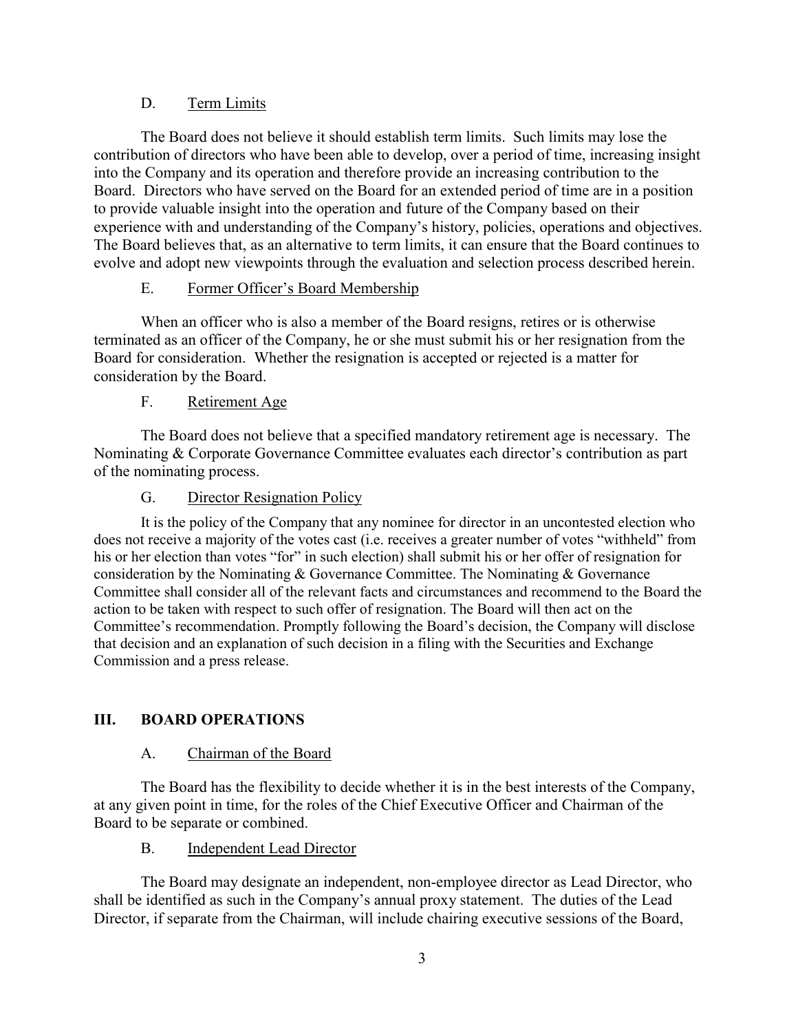### D. Term Limits

The Board does not believe it should establish term limits. Such limits may lose the contribution of directors who have been able to develop, over a period of time, increasing insight into the Company and its operation and therefore provide an increasing contribution to the Board. Directors who have served on the Board for an extended period of time are in a position to provide valuable insight into the operation and future of the Company based on their experience with and understanding of the Company's history, policies, operations and objectives. The Board believes that, as an alternative to term limits, it can ensure that the Board continues to evolve and adopt new viewpoints through the evaluation and selection process described herein.

### E. Former Officer's Board Membership

When an officer who is also a member of the Board resigns, retires or is otherwise terminated as an officer of the Company, he or she must submit his or her resignation from the Board for consideration. Whether the resignation is accepted or rejected is a matter for consideration by the Board.

### F. Retirement Age

The Board does not believe that a specified mandatory retirement age is necessary. The Nominating & Corporate Governance Committee evaluates each director's contribution as part of the nominating process.

### G. Director Resignation Policy

It is the policy of the Company that any nominee for director in an uncontested election who does not receive a majority of the votes cast (i.e. receives a greater number of votes "withheld" from his or her election than votes "for" in such election) shall submit his or her offer of resignation for consideration by the Nominating & Governance Committee. The Nominating & Governance Committee shall consider all of the relevant facts and circumstances and recommend to the Board the action to be taken with respect to such offer of resignation. The Board will then act on the Committee's recommendation. Promptly following the Board's decision, the Company will disclose that decision and an explanation of such decision in a filing with the Securities and Exchange Commission and a press release.

## III. BOARD OPERATIONS

### A. Chairman of the Board

The Board has the flexibility to decide whether it is in the best interests of the Company, at any given point in time, for the roles of the Chief Executive Officer and Chairman of the Board to be separate or combined.

### B. Independent Lead Director

The Board may designate an independent, non-employee director as Lead Director, who shall be identified as such in the Company's annual proxy statement. The duties of the Lead Director, if separate from the Chairman, will include chairing executive sessions of the Board,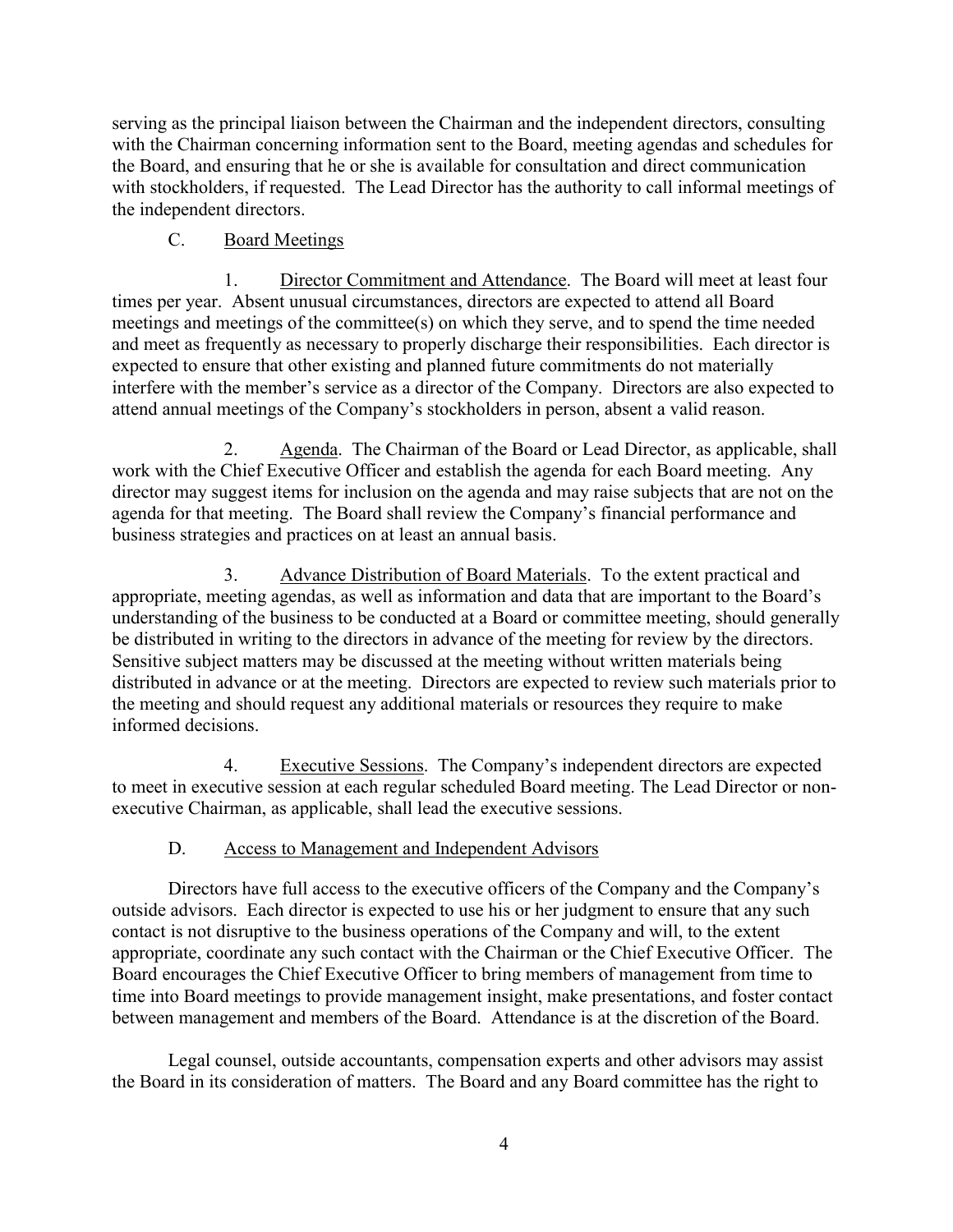serving as the principal liaison between the Chairman and the independent directors, consulting with the Chairman concerning information sent to the Board, meeting agendas and schedules for the Board, and ensuring that he or she is available for consultation and direct communication with stockholders, if requested. The Lead Director has the authority to call informal meetings of the independent directors.

### C. Board Meetings

1. Director Commitment and Attendance. The Board will meet at least four times per year. Absent unusual circumstances, directors are expected to attend all Board meetings and meetings of the committee(s) on which they serve, and to spend the time needed and meet as frequently as necessary to properly discharge their responsibilities. Each director is expected to ensure that other existing and planned future commitments do not materially interfere with the member's service as a director of the Company. Directors are also expected to attend annual meetings of the Company's stockholders in person, absent a valid reason.

2. Agenda. The Chairman of the Board or Lead Director, as applicable, shall work with the Chief Executive Officer and establish the agenda for each Board meeting. Any director may suggest items for inclusion on the agenda and may raise subjects that are not on the agenda for that meeting. The Board shall review the Company's financial performance and business strategies and practices on at least an annual basis.

3. Advance Distribution of Board Materials. To the extent practical and appropriate, meeting agendas, as well as information and data that are important to the Board's understanding of the business to be conducted at a Board or committee meeting, should generally be distributed in writing to the directors in advance of the meeting for review by the directors. Sensitive subject matters may be discussed at the meeting without written materials being distributed in advance or at the meeting. Directors are expected to review such materials prior to the meeting and should request any additional materials or resources they require to make informed decisions.

4. Executive Sessions. The Company's independent directors are expected to meet in executive session at each regular scheduled Board meeting. The Lead Director or non-executive Chairman, as applicable, shall lead the executive sessions.

### D. Access to Management and Independent Advisors

Directors have full access to the executive officers of the Company and the Company's outside advisors. Each director is expected to use his or her judgment to ensure that any such contact is not disruptive to the business operations of the Company and will, to the extent appropriate, coordinate any such contact with the Chairman or the Chief Executive Officer. The Board encourages the Chief Executive Officer to bring members of management from time to time into Board meetings to provide management insight, make presentations, and foster contact between management and members of the Board. Attendance is at the discretion of the Board.

Legal counsel, outside accountants, compensation experts and other advisors may assist the Board in its consideration of matters. The Board and any Board committee has the right to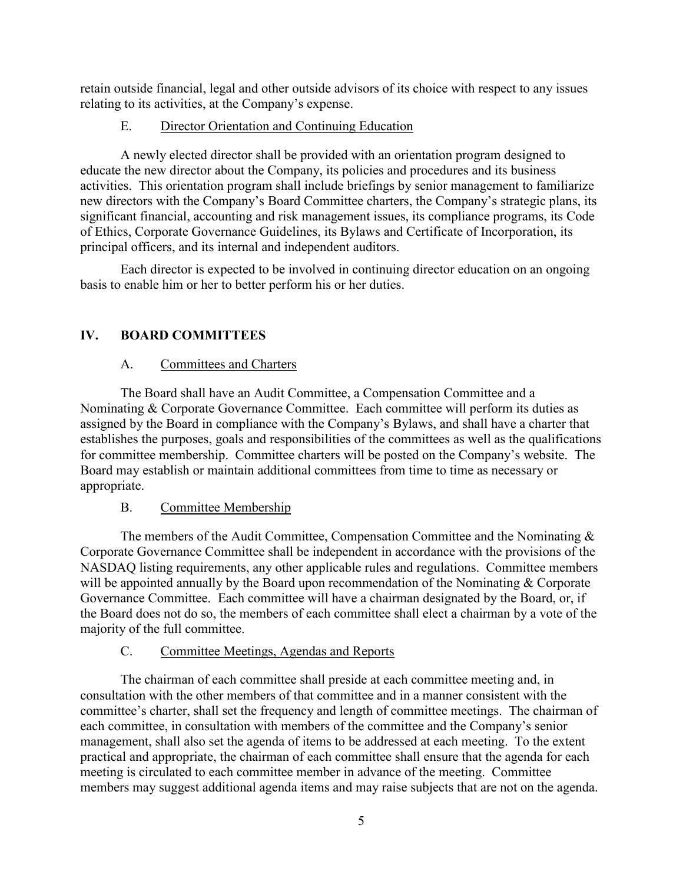retain outside financial, legal and other outside advisors of its choice with respect to any issues relating to its activities, at the Company's expense.

### E. Director Orientation and Continuing Education

A newly elected director shall be provided with an orientation program designed to educate the new director about the Company, its policies and procedures and its business activities. This orientation program shall include briefings by senior management to familiarize new directors with the Company's Board Committee charters, the Company's strategic plans, its significant financial, accounting and risk management issues, its compliance programs, its Code of Ethics, Corporate Governance Guidelines, its Bylaws and Certificate of Incorporation, its principal officers, and its internal and independent auditors.

Each director is expected to be involved in continuing director education on an ongoing basis to enable him or her to better perform his or her duties.

## IV. BOARD COMMITTEES

### A. Committees and Charters

The Board shall have an Audit Committee, a Compensation Committee and a Nominating & Corporate Governance Committee. Each committee will perform its duties as assigned by the Board in compliance with the Company's Bylaws, and shall have a charter that establishes the purposes, goals and responsibilities of the committees as well as the qualifications for committee membership. Committee charters will be posted on the Company's website. The Board may establish or maintain additional committees from time to time as necessary or appropriate.

### B. Committee Membership

The members of the Audit Committee, Compensation Committee and the Nominating & Corporate Governance Committee shall be independent in accordance with the provisions of the NASDAQ listing requirements, any other applicable rules and regulations. Committee members will be appointed annually by the Board upon recommendation of the Nominating & Corporate Governance Committee. Each committee will have a chairman designated by the Board, or, if the Board does not do so, the members of each committee shall elect a chairman by a vote of the majority of the full committee.

### C. Committee Meetings, Agendas and Reports

The chairman of each committee shall preside at each committee meeting and, in consultation with the other members of that committee and in a manner consistent with the committee's charter, shall set the frequency and length of committee meetings. The chairman of each committee, in consultation with members of the committee and the Company's senior management, shall also set the agenda of items to be addressed at each meeting. To the extent practical and appropriate, the chairman of each committee shall ensure that the agenda for each meeting is circulated to each committee member in advance of the meeting. Committee members may suggest additional agenda items and may raise subjects that are not on the agenda.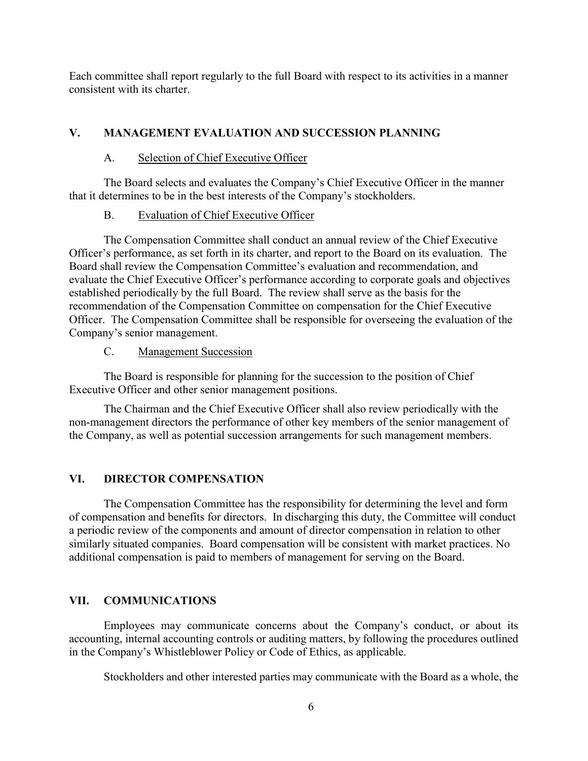Each committee shall report regularly to the full Board with respect to its activities in a manner consistent with its charter.

## V. MANAGEMENT EVALUATION AND SUCCESSION PLANNING

### A. Selection of Chief Executive Officer

The Board selects and evaluates the Company's Chief Executive Officer in the manner that it determines to be in the best interests of the Company's stockholders.

### B. Evaluation of Chief Executive Officer

The Compensation Committee shall conduct an annual review of the Chief Executive Officer's performance, as set forth in its charter, and report to the Board on its evaluation. The Board shall review the Compensation Committee's evaluation and recommendation, and evaluate the Chief Executive Officer's performance according to corporate goals and objectives established periodically by the full Board. The review shall serve as the basis for the recommendation of the Compensation Committee on compensation for the Chief Executive Officer. The Compensation Committee shall be responsible for overseeing the evaluation of the Company's senior management.

### C. Management Succession

The Board is responsible for planning for the succession to the position of Chief Executive Officer and other senior management positions.

The Chairman and the Chief Executive Officer shall also review periodically with the non-management directors the performance of other key members of the senior management of the Company, as well as potential succession arrangements for such management members.

## VI. DIRECTOR COMPENSATION

The Compensation Committee has the responsibility for determining the level and form of compensation and benefits for directors. In discharging this duty, the Committee will conduct a periodic review of the components and amount of director compensation in relation to other similarly situated companies. Board compensation will be consistent with market practices. No additional compensation is paid to members of management for serving on the Board.

## VII. COMMUNICATIONS

Employees may communicate concerns about the Company's conduct, or about its accounting, internal accounting controls or auditing matters, by following the procedures outlined in the Company's Whistleblower Policy or Code of Ethics, as applicable.

Stockholders and other interested parties may communicate with the Board as a whole, the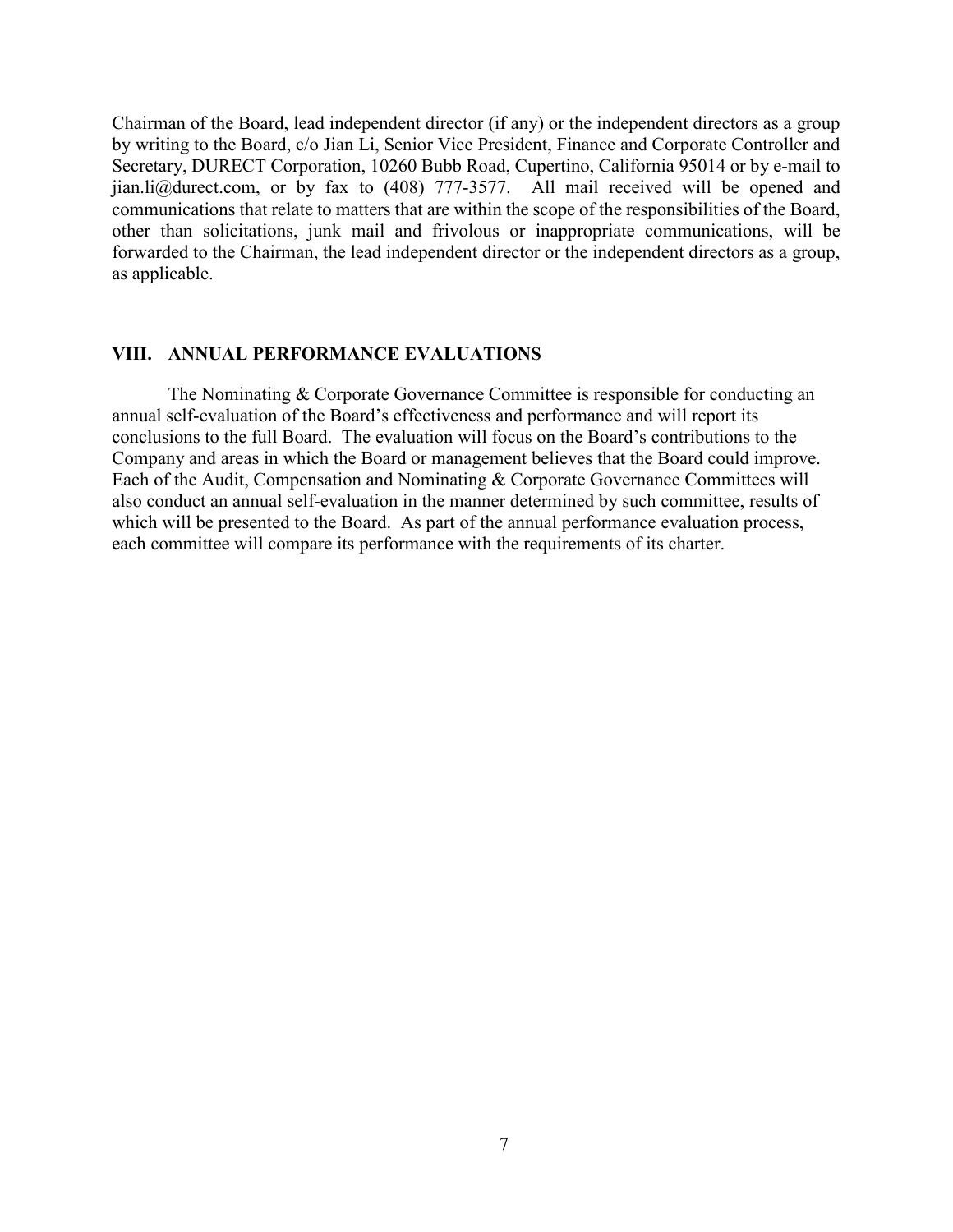Chairman of the Board, lead independent director (if any) or the independent directors as a group by writing to the Board, c/o Jian Li, Senior Vice President, Finance and Corporate Controller and Secretary, DURECT Corporation, 10260 Bubb Road, Cupertino, California 95014 or by e-mail to jian.li@durect.com, or by fax to (408) 777-3577. All mail received will be opened and communications that relate to matters that are within the scope of the responsibilities of the Board, other than solicitations, junk mail and frivolous or inappropriate communications, will be forwarded to the Chairman, the lead independent director or the independent directors as a group, as applicable.

## VIII. ANNUAL PERFORMANCE EVALUATIONS

The Nominating & Corporate Governance Committee is responsible for conducting an annual self-evaluation of the Board's effectiveness and performance and will report its conclusions to the full Board. The evaluation will focus on the Board's contributions to the Company and areas in which the Board or management believes that the Board could improve. Each of the Audit, Compensation and Nominating & Corporate Governance Committees will also conduct an annual self-evaluation in the manner determined by such committee, results of which will be presented to the Board. As part of the annual performance evaluation process, each committee will compare its performance with the requirements of its charter.